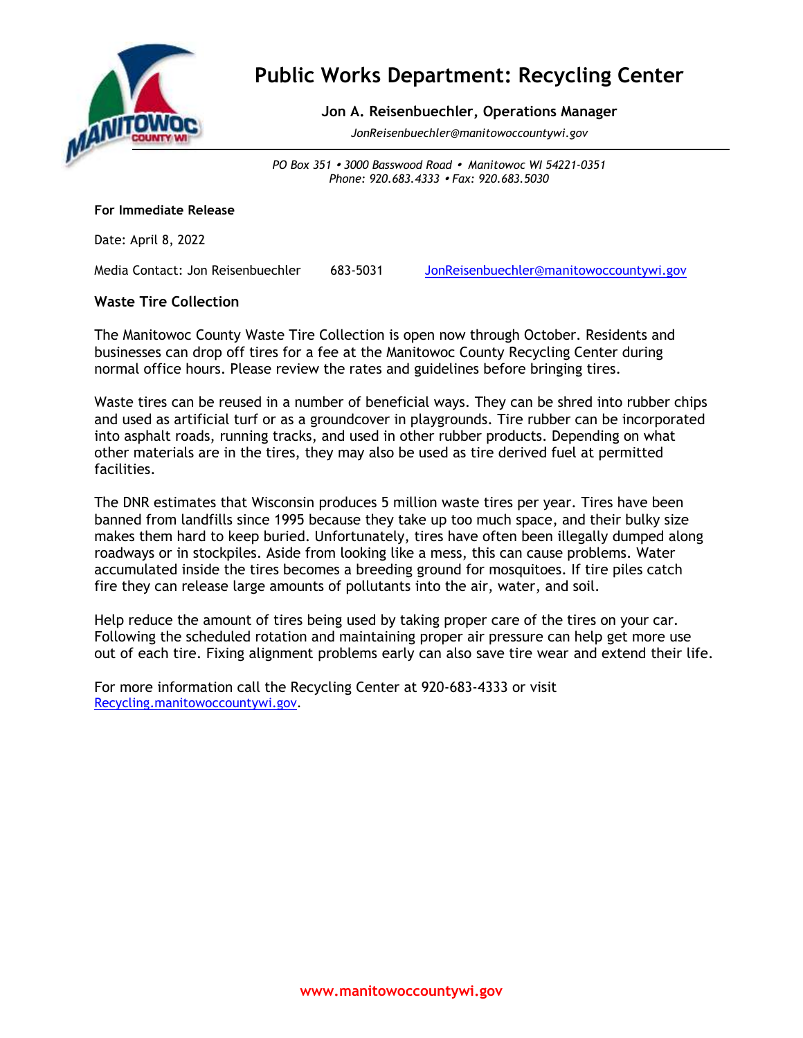# Public Works Department: Recycling Center

**Jon A. Reisenbuechler, Operations Manager**

*JonReisenbuechler@manitowoccountywi.gov*

*PO Box 351 • 3000 Basswood Road • Manitowoc WI 54221-0351*
*Phone: 920.683.4333 • Fax: 920.683.5030*

**For Immediate Release**

Date: April 8, 2022

Media Contact: Jon Reisenbuechler 683-5031 JonReisenbuechler@manitowoccountywi.gov

**Waste Tire Collection**

The Manitowoc County Waste Tire Collection is open now through October. Residents and businesses can drop off tires for a fee at the Manitowoc County Recycling Center during normal office hours. Please review the rates and guidelines before bringing tires.

Waste tires can be reused in a number of beneficial ways. They can be shred into rubber chips and used as artificial turf or as a groundcover in playgrounds. Tire rubber can be incorporated into asphalt roads, running tracks, and used in other rubber products. Depending on what other materials are in the tires, they may also be used as tire derived fuel at permitted facilities.

The DNR estimates that Wisconsin produces 5 million waste tires per year. Tires have been banned from landfills since 1995 because they take up too much space, and their bulky size makes them hard to keep buried. Unfortunately, tires have often been illegally dumped along roadways or in stockpiles. Aside from looking like a mess, this can cause problems. Water accumulated inside the tires becomes a breeding ground for mosquitoes. If tire piles catch fire they can release large amounts of pollutants into the air, water, and soil.

Help reduce the amount of tires being used by taking proper care of the tires on your car. Following the scheduled rotation and maintaining proper air pressure can help get more use out of each tire. Fixing alignment problems early can also save tire wear and extend their life.

For more information call the Recycling Center at 920-683-4333 or visit Recycling.manitowoccountywi.gov.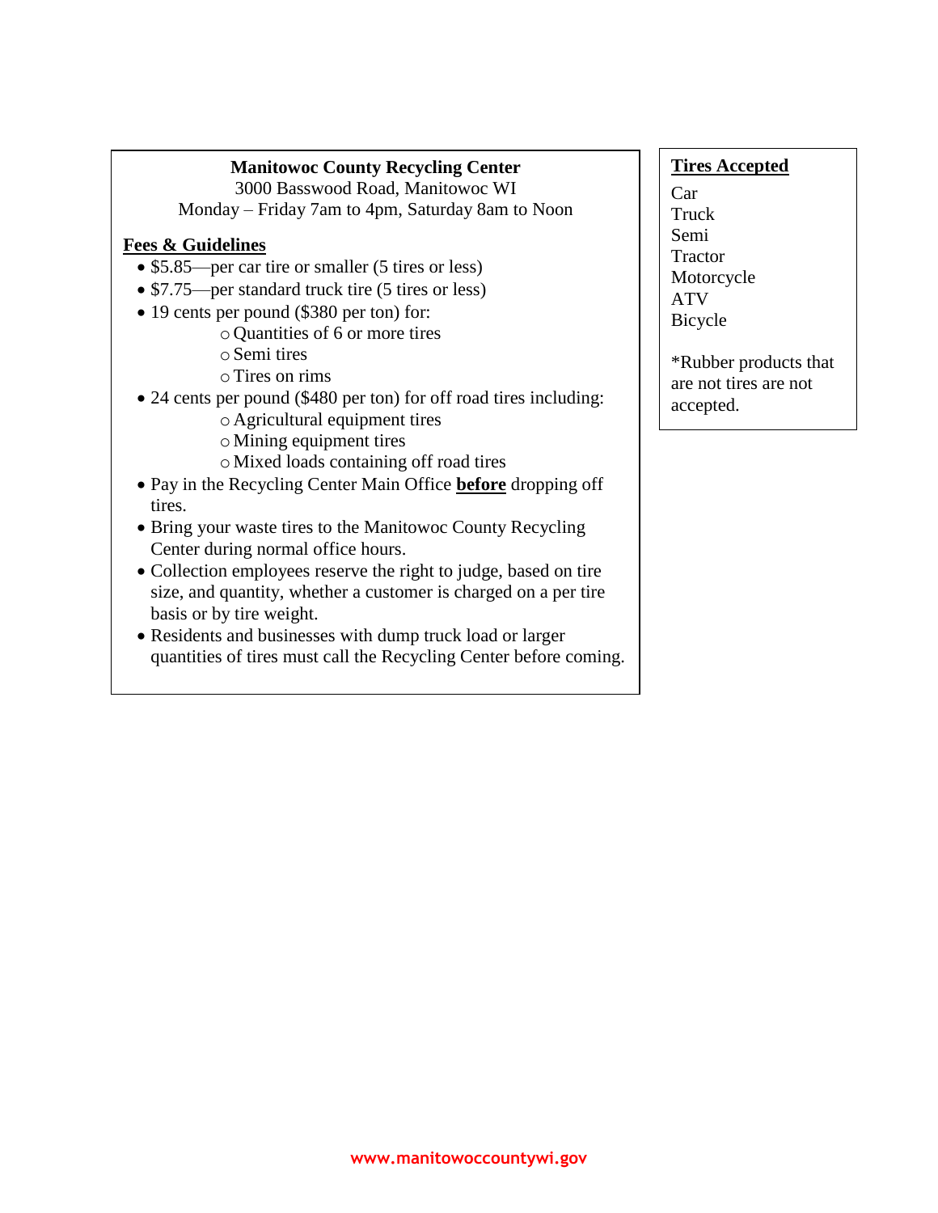**Manitowoc County Recycling Center**
3000 Basswood Road, Manitowoc WI
Monday – Friday 7am to 4pm, Saturday 8am to Noon

## Fees & Guidelines

- $5.85—per car tire or smaller (5 tires or less)
- $7.75—per standard truck tire (5 tires or less)
- 19 cents per pound ($380 per ton) for:
  - Quantities of 6 or more tires
  - Semi tires
  - Tires on rims
- 24 cents per pound ($480 per ton) for off road tires including:
  - Agricultural equipment tires
  - Mining equipment tires
  - Mixed loads containing off road tires
- Pay in the Recycling Center Main Office **before** dropping off tires.
- Bring your waste tires to the Manitowoc County Recycling Center during normal office hours.
- Collection employees reserve the right to judge, based on tire size, and quantity, whether a customer is charged on a per tire basis or by tire weight.
- Residents and businesses with dump truck load or larger quantities of tires must call the Recycling Center before coming.

## Tires Accepted

Car
Truck
Semi
Tractor
Motorcycle
ATV
Bicycle

*Rubber products that are not tires are not accepted.

www.manitowoccountywi.gov